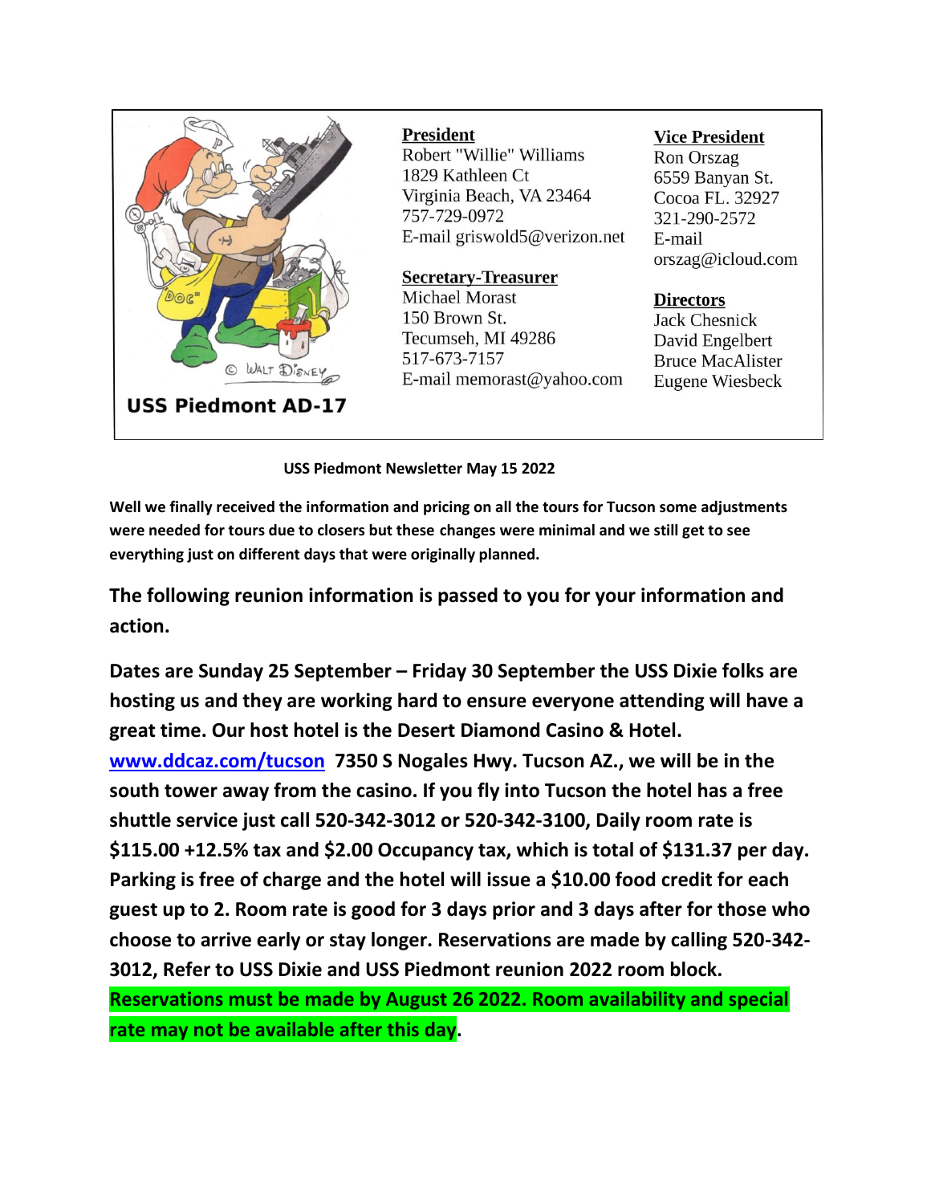**USS Piedmont AD-17**

**President**
Robert "Willie" Williams
1829 Kathleen Ct
Virginia Beach, VA 23464
757-729-0972
E-mail griswold5@verizon.net

**Secretary-Treasurer**
Michael Morast
150 Brown St.
Tecumseh, MI 49286
517-673-7157
E-mail memorast@yahoo.com

**Vice President**
Ron Orszag
6559 Banyan St.
Cocoa FL. 32927
321-290-2572
E-mail
orszag@icloud.com

**Directors**
Jack Chesnick
David Engelbert
Bruce MacAlister
Eugene Wiesbeck

**USS Piedmont Newsletter May 15 2022**

**Well we finally received the information and pricing on all the tours for Tucson some adjustments were needed for tours due to closers but these changes were minimal and we still get to see everything just on different days that were originally planned.**

**The following reunion information is passed to you for your information and action.**

**Dates are Sunday 25 September – Friday 30 September the USS Dixie folks are hosting us and they are working hard to ensure everyone attending will have a great time. Our host hotel is the Desert Diamond Casino & Hotel. www.ddcaz.com/tucson 7350 S Nogales Hwy. Tucson AZ., we will be in the south tower away from the casino. If you fly into Tucson the hotel has a free shuttle service just call 520-342-3012 or 520-342-3100, Daily room rate is $115.00 +12.5% tax and $2.00 Occupancy tax, which is total of $131.37 per day. Parking is free of charge and the hotel will issue a $10.00 food credit for each guest up to 2. Room rate is good for 3 days prior and 3 days after for those who choose to arrive early or stay longer. Reservations are made by calling 520-342-3012, Refer to USS Dixie and USS Piedmont reunion 2022 room block. Reservations must be made by August 26 2022. Room availability and special rate may not be available after this day.**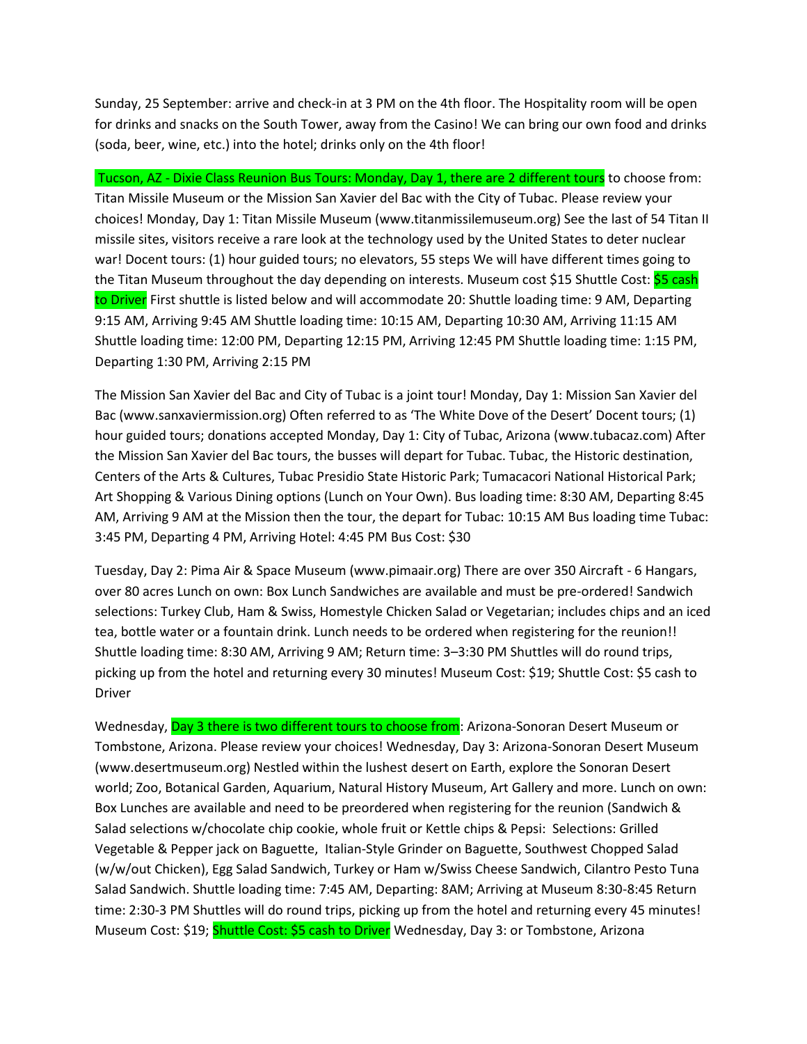Sunday, 25 September: arrive and check-in at 3 PM on the 4th floor. The Hospitality room will be open for drinks and snacks on the South Tower, away from the Casino! We can bring our own food and drinks (soda, beer, wine, etc.) into the hotel; drinks only on the 4th floor!

Tucson, AZ - Dixie Class Reunion Bus Tours: Monday, Day 1, there are 2 different tours to choose from: Titan Missile Museum or the Mission San Xavier del Bac with the City of Tubac. Please review your choices! Monday, Day 1: Titan Missile Museum (www.titanmissilemuseum.org) See the last of 54 Titan II missile sites, visitors receive a rare look at the technology used by the United States to deter nuclear war! Docent tours: (1) hour guided tours; no elevators, 55 steps We will have different times going to the Titan Museum throughout the day depending on interests. Museum cost $15 Shuttle Cost: $5 cash to Driver First shuttle is listed below and will accommodate 20: Shuttle loading time: 9 AM, Departing 9:15 AM, Arriving 9:45 AM Shuttle loading time: 10:15 AM, Departing 10:30 AM, Arriving 11:15 AM Shuttle loading time: 12:00 PM, Departing 12:15 PM, Arriving 12:45 PM Shuttle loading time: 1:15 PM, Departing 1:30 PM, Arriving 2:15 PM

The Mission San Xavier del Bac and City of Tubac is a joint tour! Monday, Day 1: Mission San Xavier del Bac (www.sanxaviermission.org) Often referred to as 'The White Dove of the Desert' Docent tours; (1) hour guided tours; donations accepted Monday, Day 1: City of Tubac, Arizona (www.tubacaz.com) After the Mission San Xavier del Bac tours, the busses will depart for Tubac. Tubac, the Historic destination, Centers of the Arts & Cultures, Tubac Presidio State Historic Park; Tumacacori National Historical Park; Art Shopping & Various Dining options (Lunch on Your Own). Bus loading time: 8:30 AM, Departing 8:45 AM, Arriving 9 AM at the Mission then the tour, the depart for Tubac: 10:15 AM Bus loading time Tubac: 3:45 PM, Departing 4 PM, Arriving Hotel: 4:45 PM Bus Cost: $30

Tuesday, Day 2: Pima Air & Space Museum (www.pimaair.org) There are over 350 Aircraft - 6 Hangars, over 80 acres Lunch on own: Box Lunch Sandwiches are available and must be pre-ordered! Sandwich selections: Turkey Club, Ham & Swiss, Homestyle Chicken Salad or Vegetarian; includes chips and an iced tea, bottle water or a fountain drink. Lunch needs to be ordered when registering for the reunion!! Shuttle loading time: 8:30 AM, Arriving 9 AM; Return time: 3–3:30 PM Shuttles will do round trips, picking up from the hotel and returning every 30 minutes! Museum Cost: $19; Shuttle Cost: $5 cash to Driver

Wednesday, Day 3 there is two different tours to choose from: Arizona-Sonoran Desert Museum or Tombstone, Arizona. Please review your choices! Wednesday, Day 3: Arizona-Sonoran Desert Museum (www.desertmuseum.org) Nestled within the lushest desert on Earth, explore the Sonoran Desert world; Zoo, Botanical Garden, Aquarium, Natural History Museum, Art Gallery and more. Lunch on own: Box Lunches are available and need to be preordered when registering for the reunion (Sandwich & Salad selections w/chocolate chip cookie, whole fruit or Kettle chips & Pepsi: Selections: Grilled Vegetable & Pepper jack on Baguette, Italian-Style Grinder on Baguette, Southwest Chopped Salad (w/w/out Chicken), Egg Salad Sandwich, Turkey or Ham w/Swiss Cheese Sandwich, Cilantro Pesto Tuna Salad Sandwich. Shuttle loading time: 7:45 AM, Departing: 8AM; Arriving at Museum 8:30-8:45 Return time: 2:30-3 PM Shuttles will do round trips, picking up from the hotel and returning every 45 minutes! Museum Cost: $19; Shuttle Cost: $5 cash to Driver Wednesday, Day 3: or Tombstone, Arizona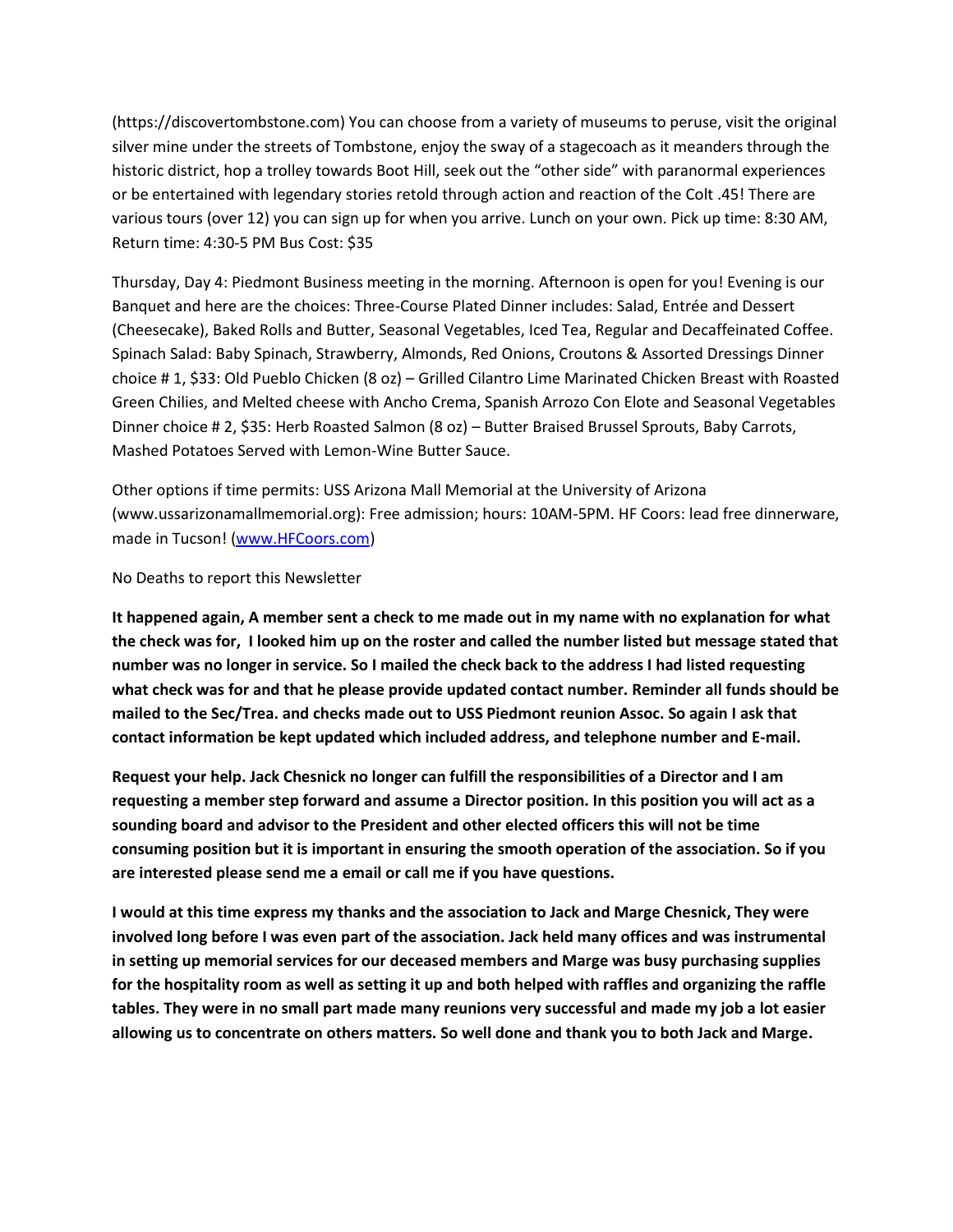(https://discovertombstone.com) You can choose from a variety of museums to peruse, visit the original silver mine under the streets of Tombstone, enjoy the sway of a stagecoach as it meanders through the historic district, hop a trolley towards Boot Hill, seek out the "other side" with paranormal experiences or be entertained with legendary stories retold through action and reaction of the Colt .45! There are various tours (over 12) you can sign up for when you arrive. Lunch on your own. Pick up time: 8:30 AM, Return time: 4:30-5 PM Bus Cost: $35

Thursday, Day 4: Piedmont Business meeting in the morning. Afternoon is open for you! Evening is our Banquet and here are the choices: Three-Course Plated Dinner includes: Salad, Entrée and Dessert (Cheesecake), Baked Rolls and Butter, Seasonal Vegetables, Iced Tea, Regular and Decaffeinated Coffee. Spinach Salad: Baby Spinach, Strawberry, Almonds, Red Onions, Croutons & Assorted Dressings Dinner choice # 1, $33: Old Pueblo Chicken (8 oz) – Grilled Cilantro Lime Marinated Chicken Breast with Roasted Green Chilies, and Melted cheese with Ancho Crema, Spanish Arrozo Con Elote and Seasonal Vegetables Dinner choice # 2, $35: Herb Roasted Salmon (8 oz) – Butter Braised Brussel Sprouts, Baby Carrots, Mashed Potatoes Served with Lemon-Wine Butter Sauce.

Other options if time permits: USS Arizona Mall Memorial at the University of Arizona (www.ussarizonamallmemorial.org): Free admission; hours: 10AM-5PM. HF Coors: lead free dinnerware, made in Tucson! (www.HFCoors.com)

No Deaths to report this Newsletter

**It happened again, A member sent a check to me made out in my name with no explanation for what the check was for, I looked him up on the roster and called the number listed but message stated that number was no longer in service. So I mailed the check back to the address I had listed requesting what check was for and that he please provide updated contact number. Reminder all funds should be mailed to the Sec/Trea. and checks made out to USS Piedmont reunion Assoc. So again I ask that contact information be kept updated which included address, and telephone number and E-mail.**

**Request your help. Jack Chesnick no longer can fulfill the responsibilities of a Director and I am requesting a member step forward and assume a Director position. In this position you will act as a sounding board and advisor to the President and other elected officers this will not be time consuming position but it is important in ensuring the smooth operation of the association. So if you are interested please send me a email or call me if you have questions.**

**I would at this time express my thanks and the association to Jack and Marge Chesnick, They were involved long before I was even part of the association. Jack held many offices and was instrumental in setting up memorial services for our deceased members and Marge was busy purchasing supplies for the hospitality room as well as setting it up and both helped with raffles and organizing the raffle tables. They were in no small part made many reunions very successful and made my job a lot easier allowing us to concentrate on others matters. So well done and thank you to both Jack and Marge.**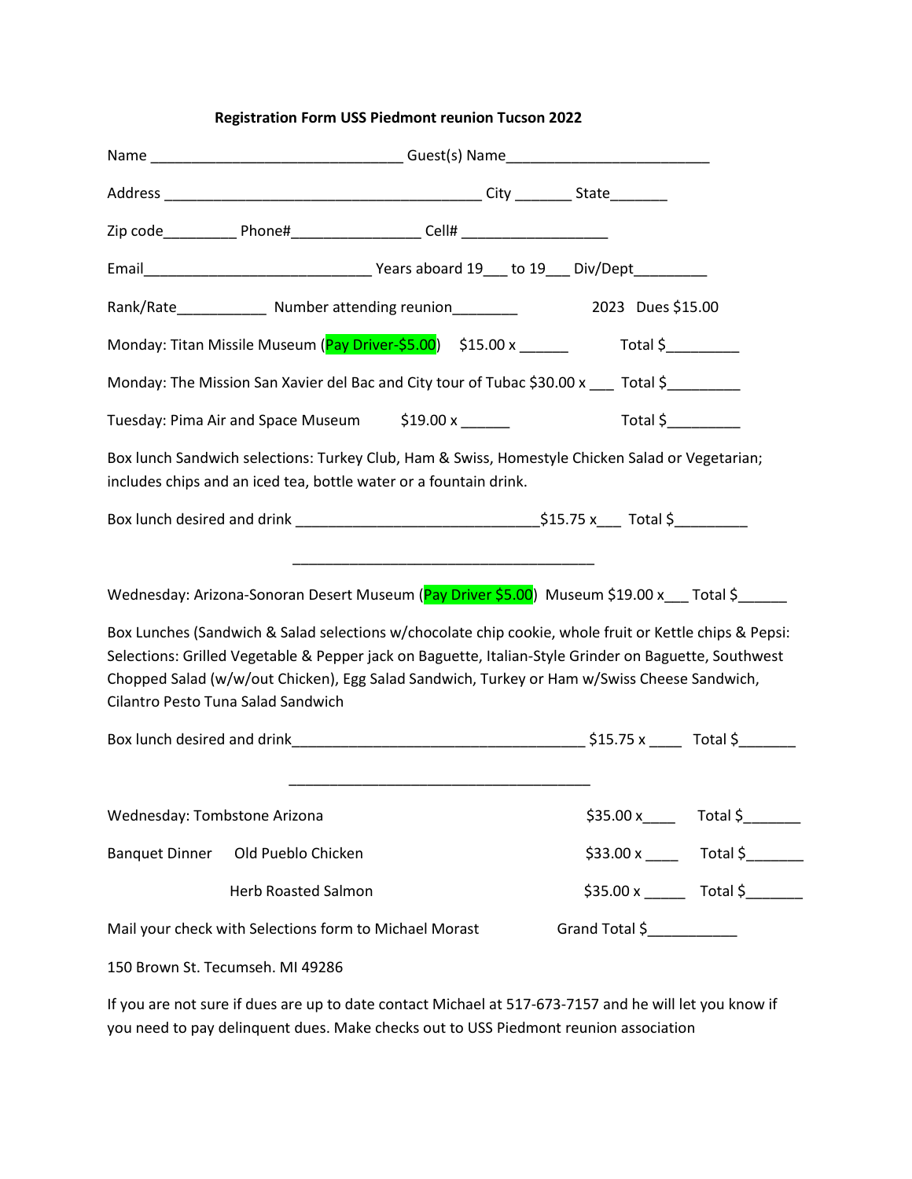**Registration Form USS Piedmont reunion Tucson 2022**

Name ______________________________ Guest(s) Name________________________

Address ______________________________________ City _______ State_______

Zip code_________ Phone#________________ Cell# __________________

Email____________________________ Years aboard 19___ to 19___ Div/Dept_________

Rank/Rate___________ Number attending reunion________ 2023 Dues $15.00

Monday: Titan Missile Museum (Pay Driver-$5.00) $15.00 x ______ Total $_________

Monday: The Mission San Xavier del Bac and City tour of Tubac $30.00 x ___ Total $_________

Tuesday: Pima Air and Space Museum $19.00 x ______ Total $_________

Box lunch Sandwich selections: Turkey Club, Ham & Swiss, Homestyle Chicken Salad or Vegetarian; includes chips and an iced tea, bottle water or a fountain drink.

Box lunch desired and drink _____________________________$15.75 x___ Total $_________

_____________________________________

Wednesday: Arizona-Sonoran Desert Museum (Pay Driver $5.00) Museum $19.00 x___ Total $______

Box Lunches (Sandwich & Salad selections w/chocolate chip cookie, whole fruit or Kettle chips & Pepsi: Selections: Grilled Vegetable & Pepper jack on Baguette, Italian-Style Grinder on Baguette, Southwest Chopped Salad (w/w/out Chicken), Egg Salad Sandwich, Turkey or Ham w/Swiss Cheese Sandwich, Cilantro Pesto Tuna Salad Sandwich

Box lunch desired and drink____________________________________ $15.75 x ____ Total $_______

_____________________________________

Wednesday: Tombstone Arizona $35.00 x____ Total $_______

Banquet Dinner Old Pueblo Chicken $33.00 x ____ Total $_______

Herb Roasted Salmon $35.00 x _____ Total $_______

Mail your check with Selections form to Michael Morast Grand Total $___________

150 Brown St. Tecumseh. MI 49286

If you are not sure if dues are up to date contact Michael at 517-673-7157 and he will let you know if you need to pay delinquent dues. Make checks out to USS Piedmont reunion association